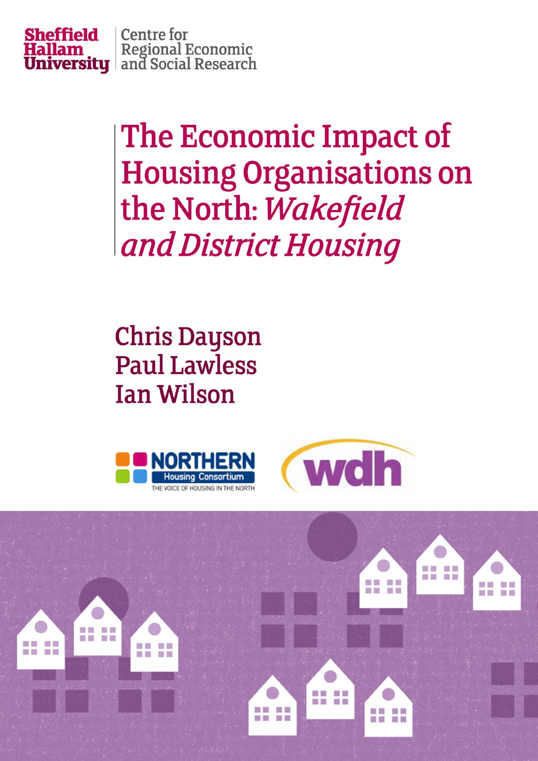Sheffield Hallam University | Centre for Regional Economic and Social Research

# The Economic Impact of Housing Organisations on the North: *Wakefield and District Housing*

Chris Dayson
Paul Lawless
Ian Wilson

NORTHERN Housing Consortium
THE VOICE OF HOUSING IN THE NORTH

wdh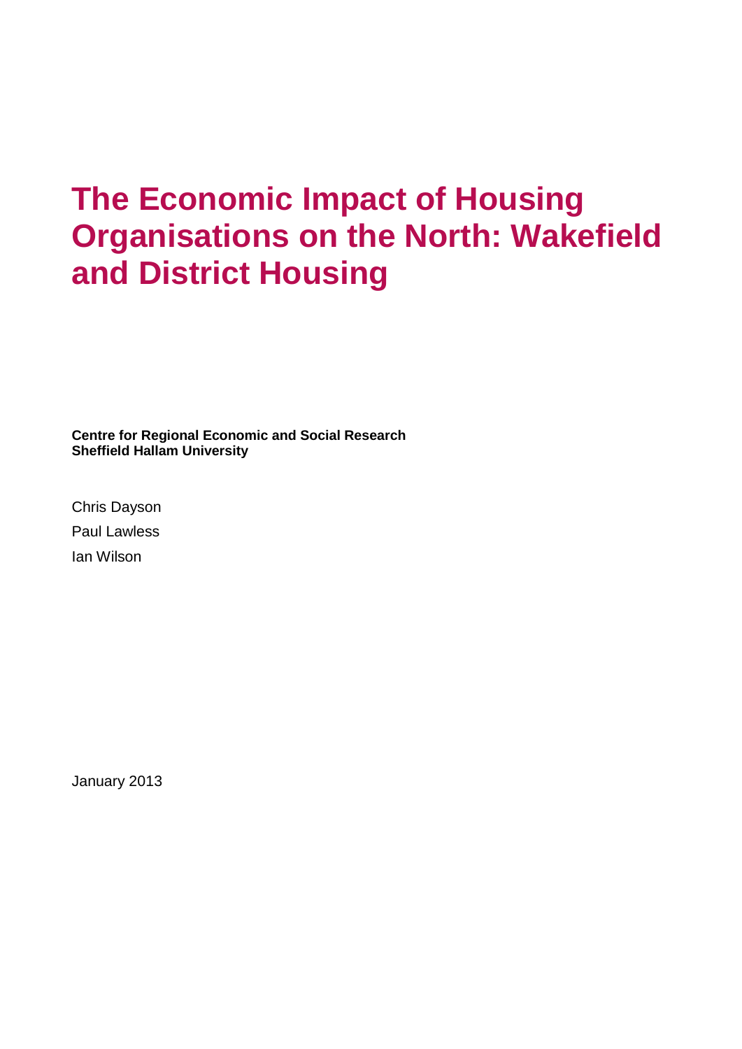# The Economic Impact of Housing Organisations on the North: Wakefield and District Housing

**Centre for Regional Economic and Social Research**
**Sheffield Hallam University**

Chris Dayson

Paul Lawless

Ian Wilson

January 2013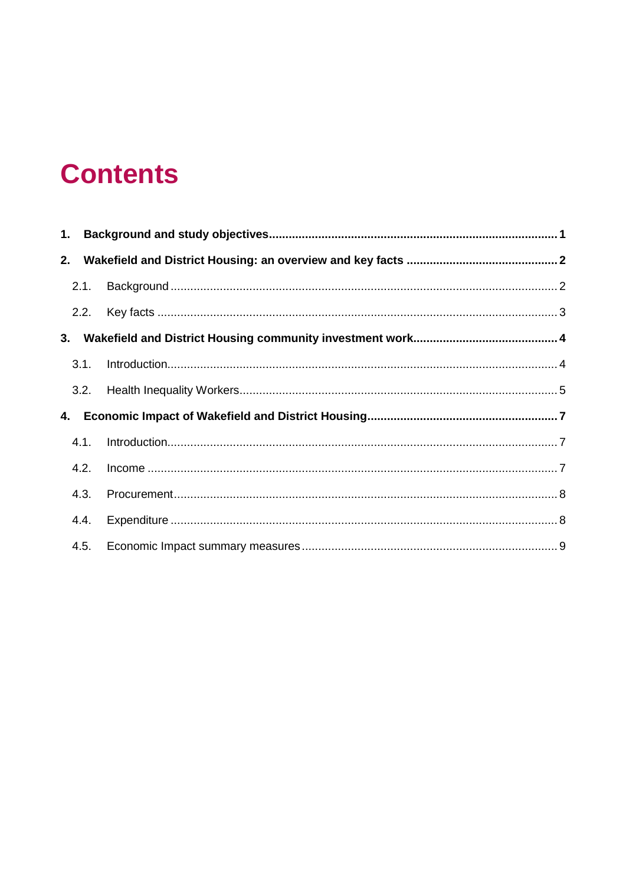# Contents

**1. Background and study objectives** 1

**2. Wakefield and District Housing: an overview and key facts** 2

- 2.1. Background 2
- 2.2. Key facts 3

**3. Wakefield and District Housing community investment work** 4

- 3.1. Introduction 4
- 3.2. Health Inequality Workers 5

**4. Economic Impact of Wakefield and District Housing** 7

- 4.1. Introduction 7
- 4.2. Income 7
- 4.3. Procurement 8
- 4.4. Expenditure 8
- 4.5. Economic Impact summary measures 9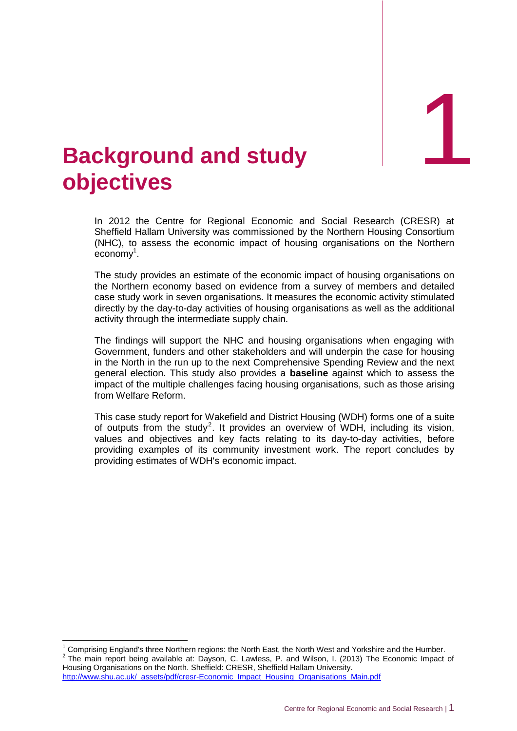# 1 Background and study objectives

In 2012 the Centre for Regional Economic and Social Research (CRESR) at Sheffield Hallam University was commissioned by the Northern Housing Consortium (NHC), to assess the economic impact of housing organisations on the Northern economy[1].

The study provides an estimate of the economic impact of housing organisations on the Northern economy based on evidence from a survey of members and detailed case study work in seven organisations. It measures the economic activity stimulated directly by the day-to-day activities of housing organisations as well as the additional activity through the intermediate supply chain.

The findings will support the NHC and housing organisations when engaging with Government, funders and other stakeholders and will underpin the case for housing in the North in the run up to the next Comprehensive Spending Review and the next general election. This study also provides a **baseline** against which to assess the impact of the multiple challenges facing housing organisations, such as those arising from Welfare Reform.

This case study report for Wakefield and District Housing (WDH) forms one of a suite of outputs from the study[2]. It provides an overview of WDH, including its vision, values and objectives and key facts relating to its day-to-day activities, before providing examples of its community investment work. The report concludes by providing estimates of WDH's economic impact.

---

[1] Comprising England's three Northern regions: the North East, the North West and Yorkshire and the Humber.

[2] The main report being available at: Dayson, C. Lawless, P. and Wilson, I. (2013) The Economic Impact of Housing Organisations on the North. Sheffield: CRESR, Sheffield Hallam University. http://www.shu.ac.uk/_assets/pdf/cresr-Economic_Impact_Housing_Organisations_Main.pdf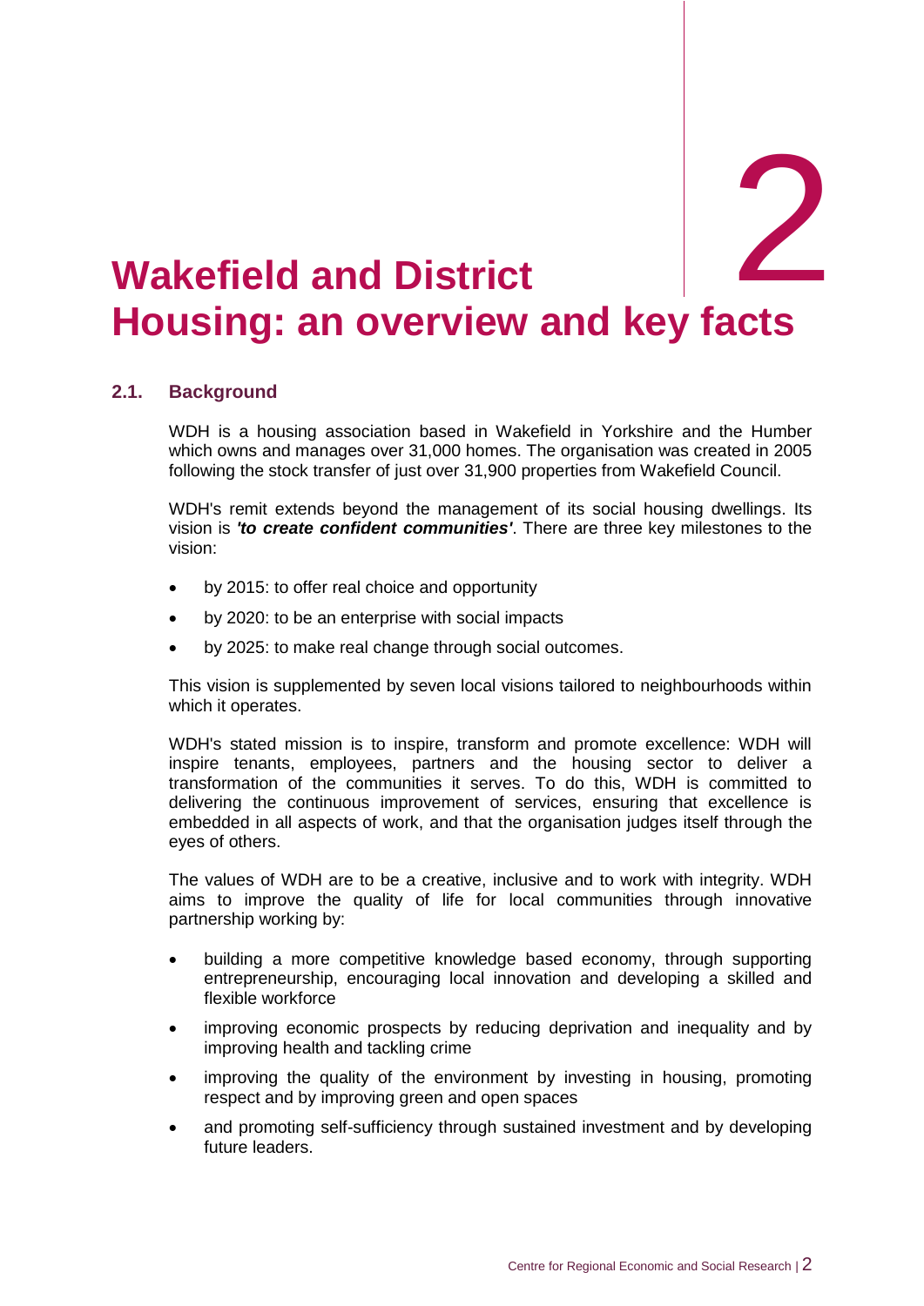# 2 Wakefield and District Housing: an overview and key facts

## 2.1. Background

WDH is a housing association based in Wakefield in Yorkshire and the Humber which owns and manages over 31,000 homes. The organisation was created in 2005 following the stock transfer of just over 31,900 properties from Wakefield Council.

WDH's remit extends beyond the management of its social housing dwellings. Its vision is ***'to create confident communities'***. There are three key milestones to the vision:

- by 2015: to offer real choice and opportunity
- by 2020: to be an enterprise with social impacts
- by 2025: to make real change through social outcomes.

This vision is supplemented by seven local visions tailored to neighbourhoods within which it operates.

WDH's stated mission is to inspire, transform and promote excellence: WDH will inspire tenants, employees, partners and the housing sector to deliver a transformation of the communities it serves. To do this, WDH is committed to delivering the continuous improvement of services, ensuring that excellence is embedded in all aspects of work, and that the organisation judges itself through the eyes of others.

The values of WDH are to be a creative, inclusive and to work with integrity. WDH aims to improve the quality of life for local communities through innovative partnership working by:

- building a more competitive knowledge based economy, through supporting entrepreneurship, encouraging local innovation and developing a skilled and flexible workforce
- improving economic prospects by reducing deprivation and inequality and by improving health and tackling crime
- improving the quality of the environment by investing in housing, promoting respect and by improving green and open spaces
- and promoting self-sufficiency through sustained investment and by developing future leaders.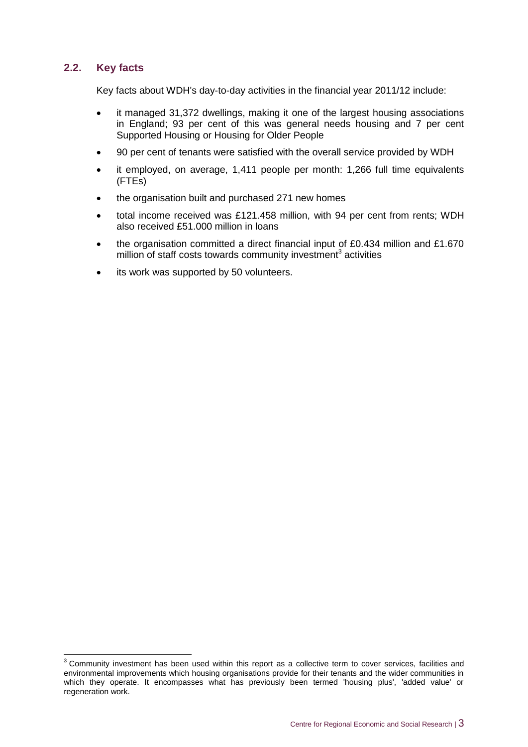## 2.2. Key facts

Key facts about WDH's day-to-day activities in the financial year 2011/12 include:

- it managed 31,372 dwellings, making it one of the largest housing associations in England; 93 per cent of this was general needs housing and 7 per cent Supported Housing or Housing for Older People
- 90 per cent of tenants were satisfied with the overall service provided by WDH
- it employed, on average, 1,411 people per month: 1,266 full time equivalents (FTEs)
- the organisation built and purchased 271 new homes
- total income received was £121.458 million, with 94 per cent from rents; WDH also received £51.000 million in loans
- the organisation committed a direct financial input of £0.434 million and £1.670 million of staff costs towards community investment[3] activities
- its work was supported by 50 volunteers.

[3] Community investment has been used within this report as a collective term to cover services, facilities and environmental improvements which housing organisations provide for their tenants and the wider communities in which they operate. It encompasses what has previously been termed 'housing plus', 'added value' or regeneration work.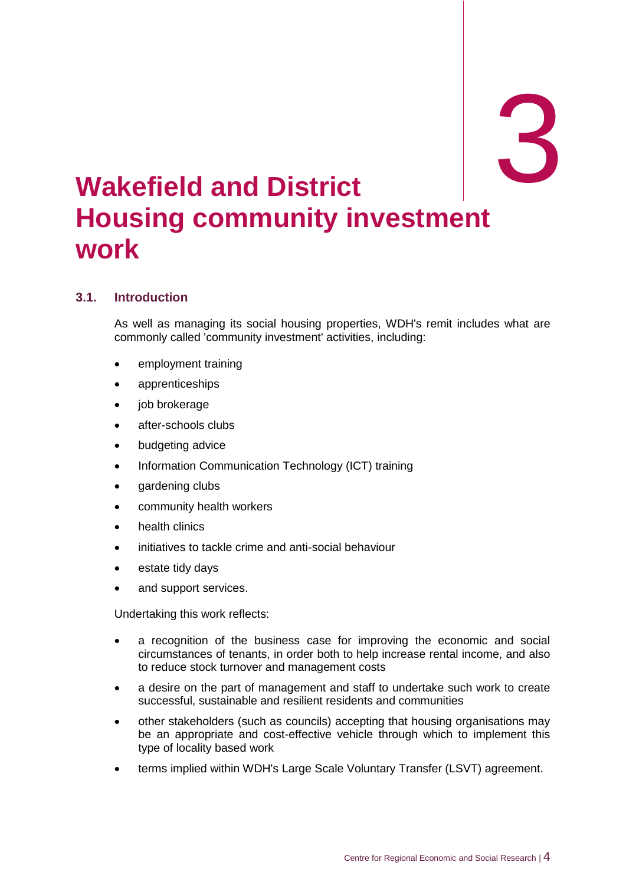# 3 Wakefield and District Housing community investment work

## 3.1. Introduction

As well as managing its social housing properties, WDH's remit includes what are commonly called 'community investment' activities, including:

- employment training
- apprenticeships
- job brokerage
- after-schools clubs
- budgeting advice
- Information Communication Technology (ICT) training
- gardening clubs
- community health workers
- health clinics
- initiatives to tackle crime and anti-social behaviour
- estate tidy days
- and support services.

Undertaking this work reflects:

- a recognition of the business case for improving the economic and social circumstances of tenants, in order both to help increase rental income, and also to reduce stock turnover and management costs
- a desire on the part of management and staff to undertake such work to create successful, sustainable and resilient residents and communities
- other stakeholders (such as councils) accepting that housing organisations may be an appropriate and cost-effective vehicle through which to implement this type of locality based work
- terms implied within WDH's Large Scale Voluntary Transfer (LSVT) agreement.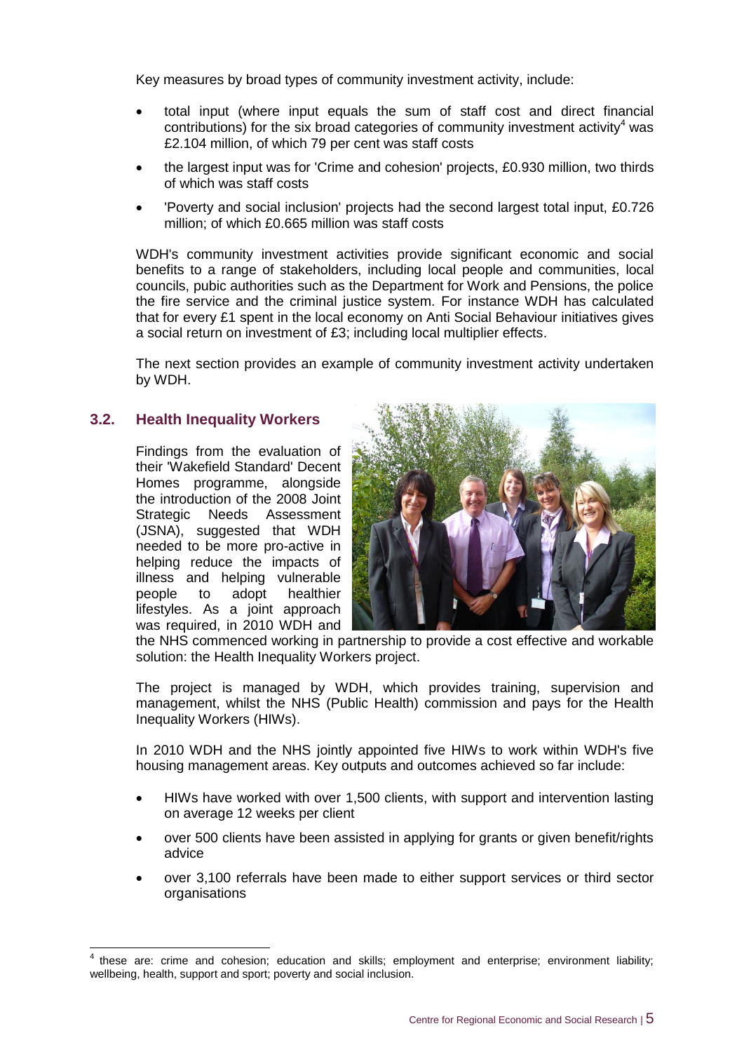Key measures by broad types of community investment activity, include:

- total input (where input equals the sum of staff cost and direct financial contributions) for the six broad categories of community investment activity[4] was £2.104 million, of which 79 per cent was staff costs
- the largest input was for 'Crime and cohesion' projects, £0.930 million, two thirds of which was staff costs
- 'Poverty and social inclusion' projects had the second largest total input, £0.726 million; of which £0.665 million was staff costs

WDH's community investment activities provide significant economic and social benefits to a range of stakeholders, including local people and communities, local councils, pubic authorities such as the Department for Work and Pensions, the police the fire service and the criminal justice system. For instance WDH has calculated that for every £1 spent in the local economy on Anti Social Behaviour initiatives gives a social return on investment of £3; including local multiplier effects.

The next section provides an example of community investment activity undertaken by WDH.

## 3.2. Health Inequality Workers

Findings from the evaluation of their 'Wakefield Standard' Decent Homes programme, alongside the introduction of the 2008 Joint Strategic Needs Assessment (JSNA), suggested that WDH needed to be more pro-active in helping reduce the impacts of illness and helping vulnerable people to adopt healthier lifestyles. As a joint approach was required, in 2010 WDH and the NHS commenced working in partnership to provide a cost effective and workable solution: the Health Inequality Workers project.

The project is managed by WDH, which provides training, supervision and management, whilst the NHS (Public Health) commission and pays for the Health Inequality Workers (HIWs).

In 2010 WDH and the NHS jointly appointed five HIWs to work within WDH's five housing management areas. Key outputs and outcomes achieved so far include:

- HIWs have worked with over 1,500 clients, with support and intervention lasting on average 12 weeks per client
- over 500 clients have been assisted in applying for grants or given benefit/rights advice
- over 3,100 referrals have been made to either support services or third sector organisations

[4] these are: crime and cohesion; education and skills; employment and enterprise; environment liability; wellbeing, health, support and sport; poverty and social inclusion.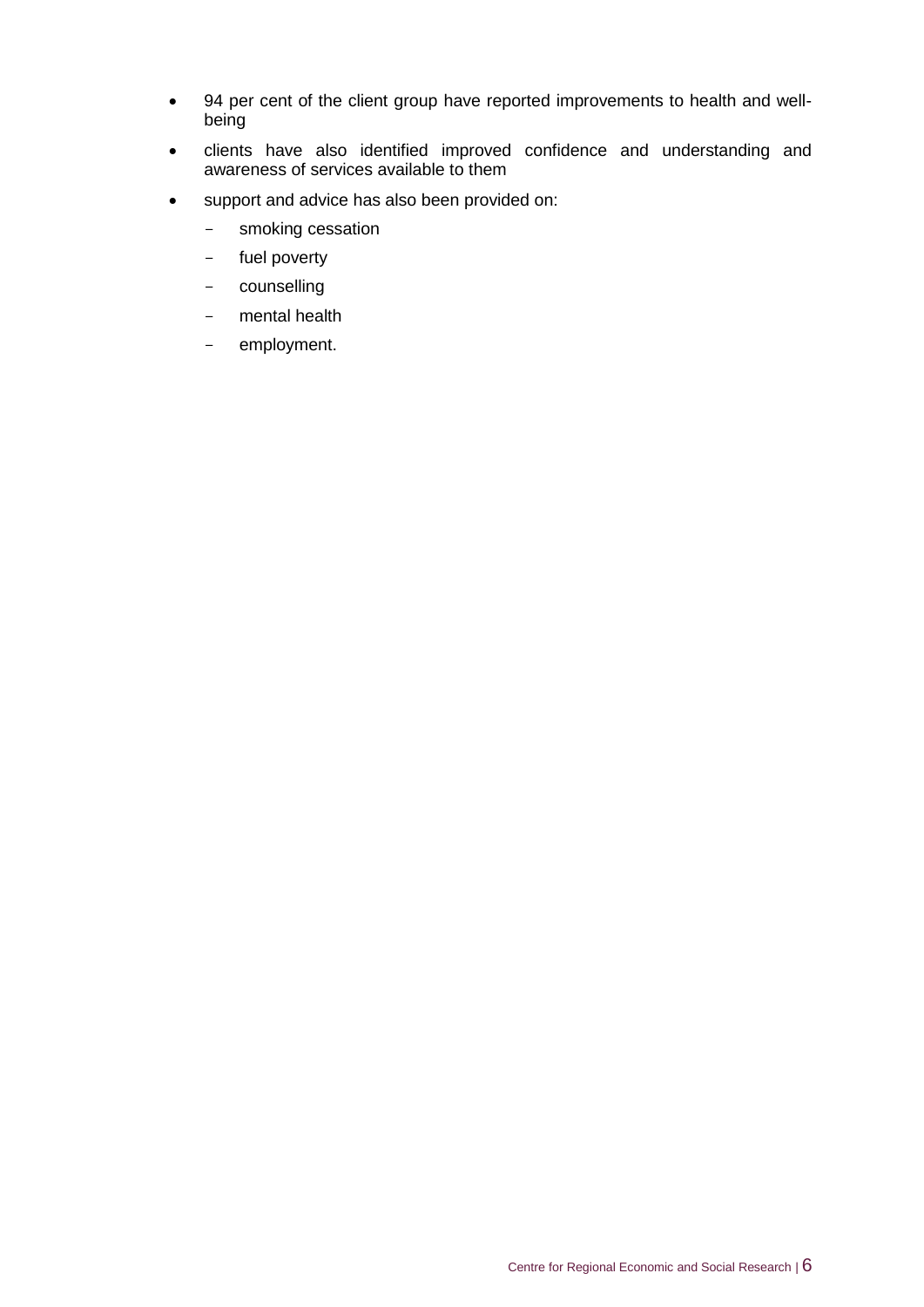- 94 per cent of the client group have reported improvements to health and well-being
- clients have also identified improved confidence and understanding and awareness of services available to them
- support and advice has also been provided on:
  - smoking cessation
  - fuel poverty
  - counselling
  - mental health
  - employment.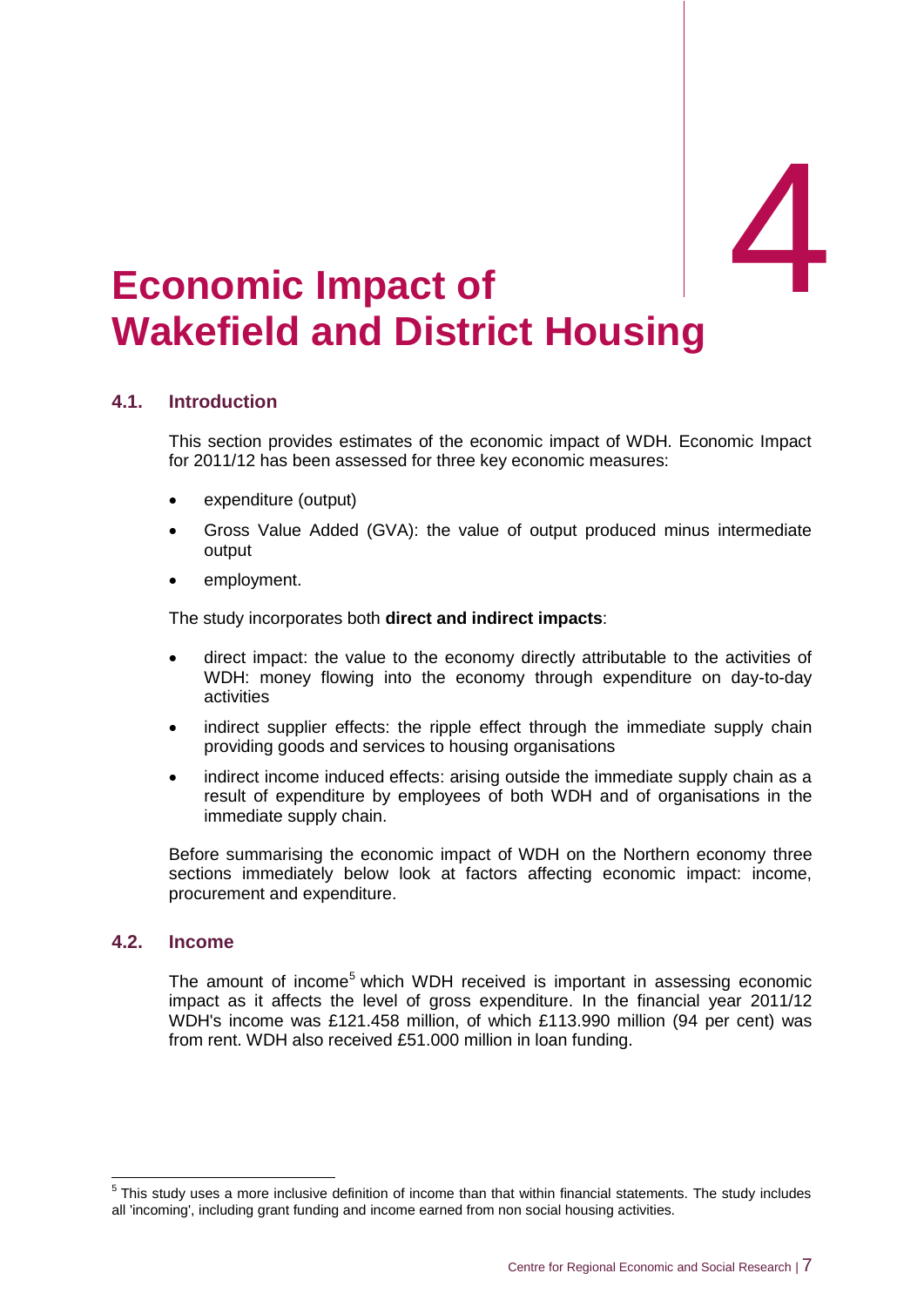# 4 Economic Impact of Wakefield and District Housing

## 4.1. Introduction

This section provides estimates of the economic impact of WDH. Economic Impact for 2011/12 has been assessed for three key economic measures:

- expenditure (output)
- Gross Value Added (GVA): the value of output produced minus intermediate output
- employment.

The study incorporates both **direct and indirect impacts**:

- direct impact: the value to the economy directly attributable to the activities of WDH: money flowing into the economy through expenditure on day-to-day activities
- indirect supplier effects: the ripple effect through the immediate supply chain providing goods and services to housing organisations
- indirect income induced effects: arising outside the immediate supply chain as a result of expenditure by employees of both WDH and of organisations in the immediate supply chain.

Before summarising the economic impact of WDH on the Northern economy three sections immediately below look at factors affecting economic impact: income, procurement and expenditure.

## 4.2. Income

The amount of income[5] which WDH received is important in assessing economic impact as it affects the level of gross expenditure. In the financial year 2011/12 WDH's income was £121.458 million, of which £113.990 million (94 per cent) was from rent. WDH also received £51.000 million in loan funding.

[5] This study uses a more inclusive definition of income than that within financial statements. The study includes all 'incoming', including grant funding and income earned from non social housing activities.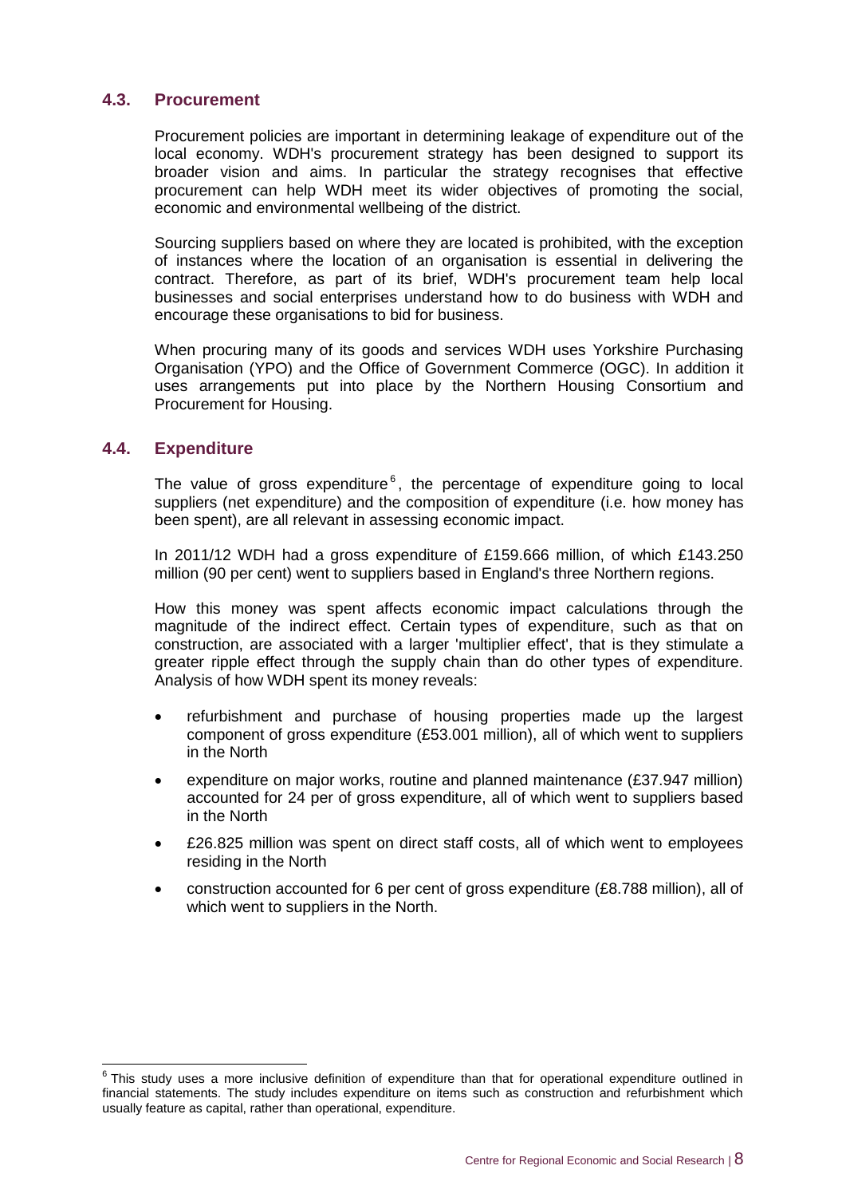### 4.3. Procurement

Procurement policies are important in determining leakage of expenditure out of the local economy. WDH's procurement strategy has been designed to support its broader vision and aims. In particular the strategy recognises that effective procurement can help WDH meet its wider objectives of promoting the social, economic and environmental wellbeing of the district.

Sourcing suppliers based on where they are located is prohibited, with the exception of instances where the location of an organisation is essential in delivering the contract. Therefore, as part of its brief, WDH's procurement team help local businesses and social enterprises understand how to do business with WDH and encourage these organisations to bid for business.

When procuring many of its goods and services WDH uses Yorkshire Purchasing Organisation (YPO) and the Office of Government Commerce (OGC). In addition it uses arrangements put into place by the Northern Housing Consortium and Procurement for Housing.

### 4.4. Expenditure

The value of gross expenditure[6], the percentage of expenditure going to local suppliers (net expenditure) and the composition of expenditure (i.e. how money has been spent), are all relevant in assessing economic impact.

In 2011/12 WDH had a gross expenditure of £159.666 million, of which £143.250 million (90 per cent) went to suppliers based in England's three Northern regions.

How this money was spent affects economic impact calculations through the magnitude of the indirect effect. Certain types of expenditure, such as that on construction, are associated with a larger 'multiplier effect', that is they stimulate a greater ripple effect through the supply chain than do other types of expenditure. Analysis of how WDH spent its money reveals:

- refurbishment and purchase of housing properties made up the largest component of gross expenditure (£53.001 million), all of which went to suppliers in the North
- expenditure on major works, routine and planned maintenance (£37.947 million) accounted for 24 per of gross expenditure, all of which went to suppliers based in the North
- £26.825 million was spent on direct staff costs, all of which went to employees residing in the North
- construction accounted for 6 per cent of gross expenditure (£8.788 million), all of which went to suppliers in the North.

---

[6] This study uses a more inclusive definition of expenditure than that for operational expenditure outlined in financial statements. The study includes expenditure on items such as construction and refurbishment which usually feature as capital, rather than operational, expenditure.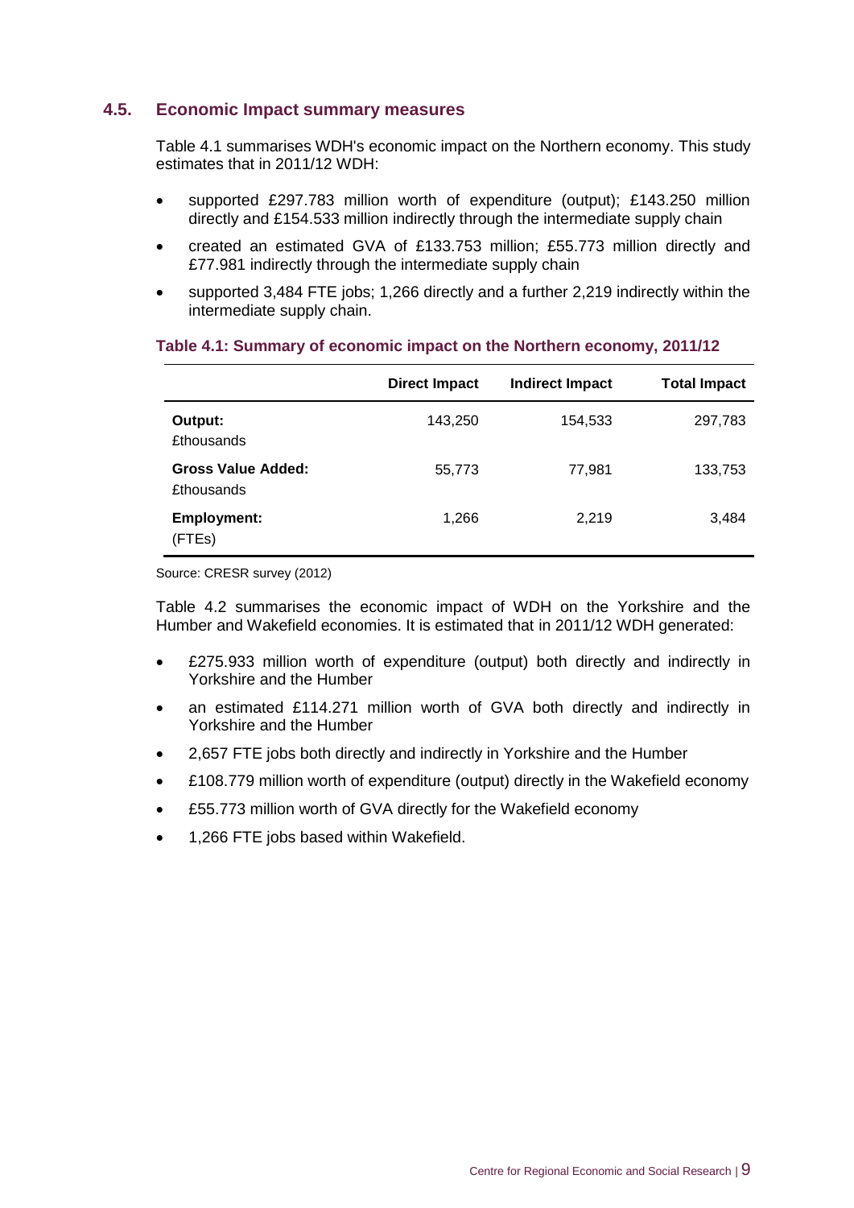## 4.5. Economic Impact summary measures

Table 4.1 summarises WDH's economic impact on the Northern economy. This study estimates that in 2011/12 WDH:

- supported £297.783 million worth of expenditure (output); £143.250 million directly and £154.533 million indirectly through the intermediate supply chain
- created an estimated GVA of £133.753 million; £55.773 million directly and £77.981 indirectly through the intermediate supply chain
- supported 3,484 FTE jobs; 1,266 directly and a further 2,219 indirectly within the intermediate supply chain.

**Table 4.1: Summary of economic impact on the Northern economy, 2011/12**

| | Direct Impact | Indirect Impact | Total Impact |
|---|---|---|---|
| **Output:** £thousands | 143,250 | 154,533 | 297,783 |
| **Gross Value Added:** £thousands | 55,773 | 77,981 | 133,753 |
| **Employment:** (FTEs) | 1,266 | 2,219 | 3,484 |

Source: CRESR survey (2012)

Table 4.2 summarises the economic impact of WDH on the Yorkshire and the Humber and Wakefield economies. It is estimated that in 2011/12 WDH generated:

- £275.933 million worth of expenditure (output) both directly and indirectly in Yorkshire and the Humber
- an estimated £114.271 million worth of GVA both directly and indirectly in Yorkshire and the Humber
- 2,657 FTE jobs both directly and indirectly in Yorkshire and the Humber
- £108.779 million worth of expenditure (output) directly in the Wakefield economy
- £55.773 million worth of GVA directly for the Wakefield economy
- 1,266 FTE jobs based within Wakefield.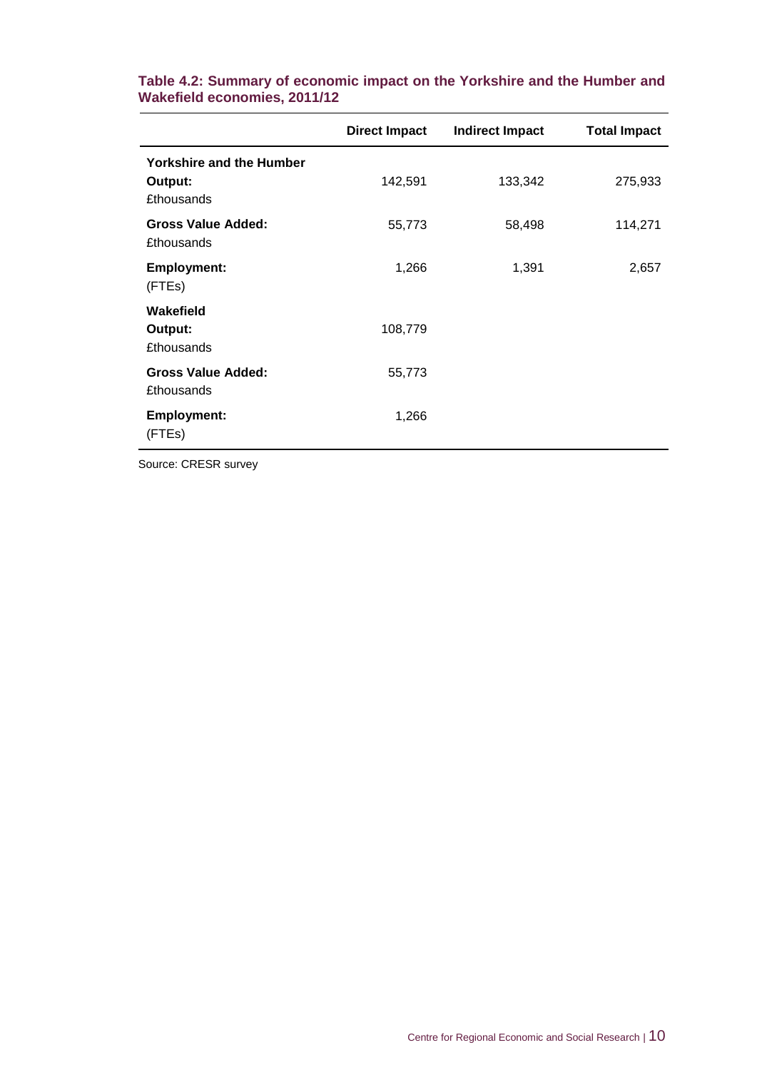**Table 4.2: Summary of economic impact on the Yorkshire and the Humber and Wakefield economies, 2011/12**

| | Direct Impact | Indirect Impact | Total Impact |
|---|---|---|---|
| **Yorkshire and the Humber** | | | |
| **Output:** £thousands | 142,591 | 133,342 | 275,933 |
| **Gross Value Added:** £thousands | 55,773 | 58,498 | 114,271 |
| **Employment:** (FTEs) | 1,266 | 1,391 | 2,657 |
| **Wakefield** | | | |
| **Output:** £thousands | 108,779 | | |
| **Gross Value Added:** £thousands | 55,773 | | |
| **Employment:** (FTEs) | 1,266 | | |

Source: CRESR survey